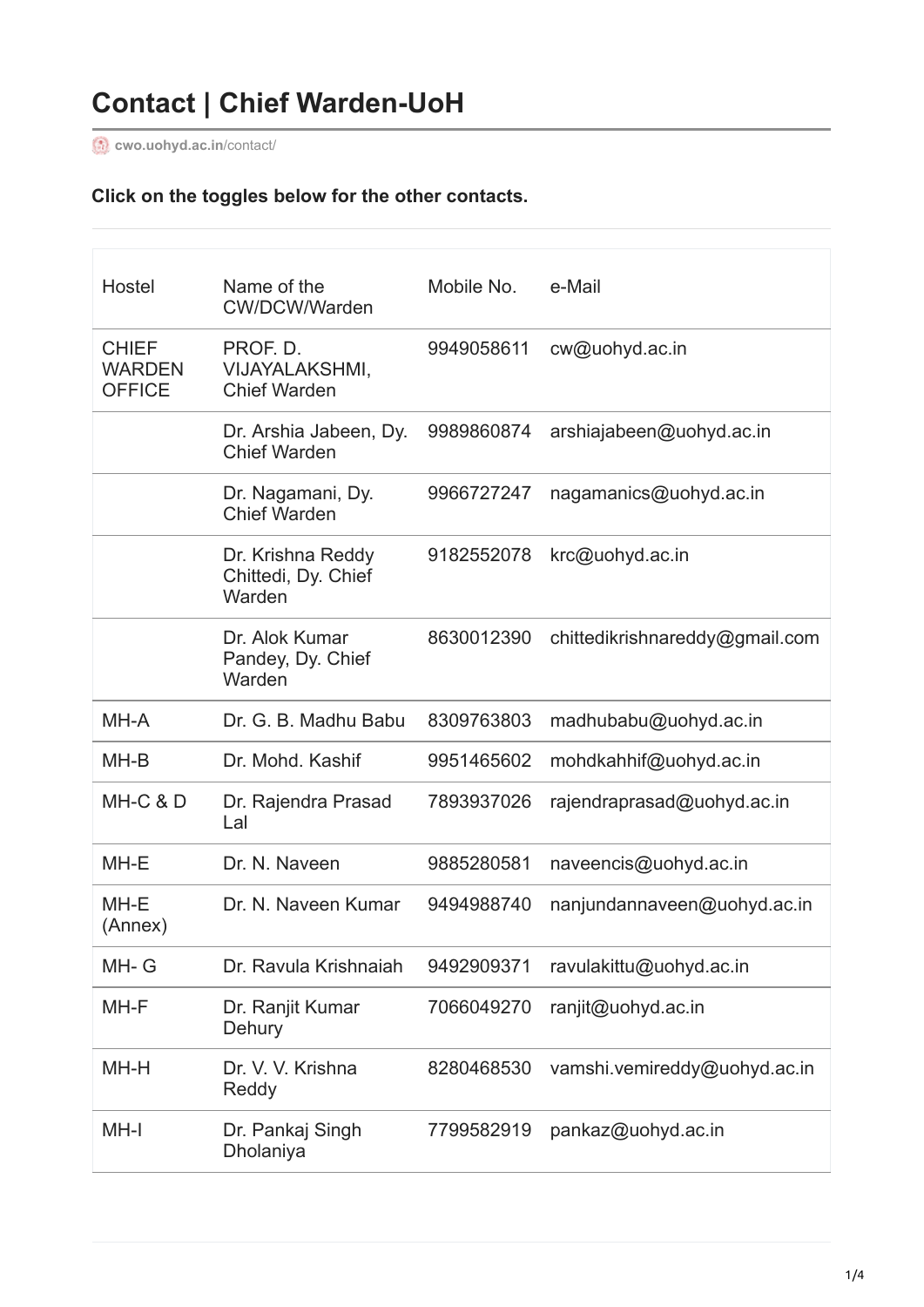# Contact | Chief Warden-UoH

cwo.uohyd.ac.in/contact/

**Click on the toggles below for the other contacts.**

| Hostel | Name of the CW/DCW/Warden | Mobile No. | e-Mail |
|---|---|---|---|
| CHIEF WARDEN OFFICE | PROF. D. VIJAYALAKSHMI, Chief Warden | 9949058611 | cw@uohyd.ac.in |
| | Dr. Arshia Jabeen, Dy. Chief Warden | 9989860874 | arshiajabeen@uohyd.ac.in |
| | Dr. Nagamani, Dy. Chief Warden | 9966727247 | nagamanics@uohyd.ac.in |
| | Dr. Krishna Reddy Chittedi, Dy. Chief Warden | 9182552078 | krc@uohyd.ac.in |
| | Dr. Alok Kumar Pandey, Dy. Chief Warden | 8630012390 | chittedikrishnareddy@gmail.com |
| MH-A | Dr. G. B. Madhu Babu | 8309763803 | madhubabu@uohyd.ac.in |
| MH-B | Dr. Mohd. Kashif | 9951465602 | mohdkahhif@uohyd.ac.in |
| MH-C & D | Dr. Rajendra Prasad Lal | 7893937026 | rajendraprasad@uohyd.ac.in |
| MH-E | Dr. N. Naveen | 9885280581 | naveencis@uohyd.ac.in |
| MH-E (Annex) | Dr. N. Naveen Kumar | 9494988740 | nanjundannaveen@uohyd.ac.in |
| MH- G | Dr. Ravula Krishnaiah | 9492909371 | ravulakittu@uohyd.ac.in |
| MH-F | Dr. Ranjit Kumar Dehury | 7066049270 | ranjit@uohyd.ac.in |
| MH-H | Dr. V. V. Krishna Reddy | 8280468530 | vamshi.vemireddy@uohyd.ac.in |
| MH-I | Dr. Pankaj Singh Dholaniya | 7799582919 | pankaz@uohyd.ac.in |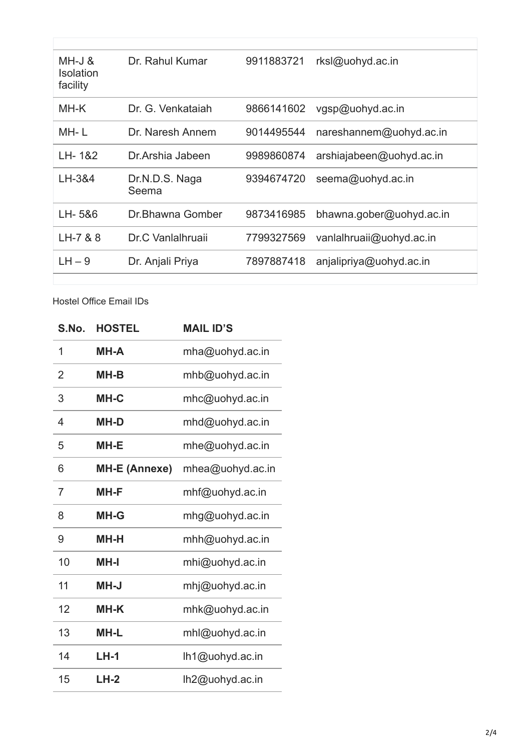| | | | |
|---|---|---|---|
| MH-J & Isolation facility | Dr. Rahul Kumar | 9911883721 | rksl@uohyd.ac.in |
| MH-K | Dr. G. Venkataiah | 9866141602 | vgsp@uohyd.ac.in |
| MH- L | Dr. Naresh Annem | 9014495544 | nareshannem@uohyd.ac.in |
| LH- 1&2 | Dr.Arshia Jabeen | 9989860874 | arshiajabeen@uohyd.ac.in |
| LH-3&4 | Dr.N.D.S. Naga Seema | 9394674720 | seema@uohyd.ac.in |
| LH- 5&6 | Dr.Bhawna Gomber | 9873416985 | bhawna.gober@uohyd.ac.in |
| LH-7 & 8 | Dr.C Vanlalhruaii | 7799327569 | vanlalhruaii@uohyd.ac.in |
| LH – 9 | Dr. Anjali Priya | 7897887418 | anjalipriya@uohyd.ac.in |

Hostel Office Email IDs

| S.No. | HOSTEL | MAIL ID'S |
|---|---|---|
| 1 | **MH-A** | mha@uohyd.ac.in |
| 2 | **MH-B** | mhb@uohyd.ac.in |
| 3 | **MH-C** | mhc@uohyd.ac.in |
| 4 | **MH-D** | mhd@uohyd.ac.in |
| 5 | **MH-E** | mhe@uohyd.ac.in |
| 6 | **MH-E (Annexe)** | mhea@uohyd.ac.in |
| 7 | **MH-F** | mhf@uohyd.ac.in |
| 8 | **MH-G** | mhg@uohyd.ac.in |
| 9 | **MH-H** | mhh@uohyd.ac.in |
| 10 | **MH-I** | mhi@uohyd.ac.in |
| 11 | **MH-J** | mhj@uohyd.ac.in |
| 12 | **MH-K** | mhk@uohyd.ac.in |
| 13 | **MH-L** | mhl@uohyd.ac.in |
| 14 | **LH-1** | lh1@uohyd.ac.in |
| 15 | **LH-2** | lh2@uohyd.ac.in |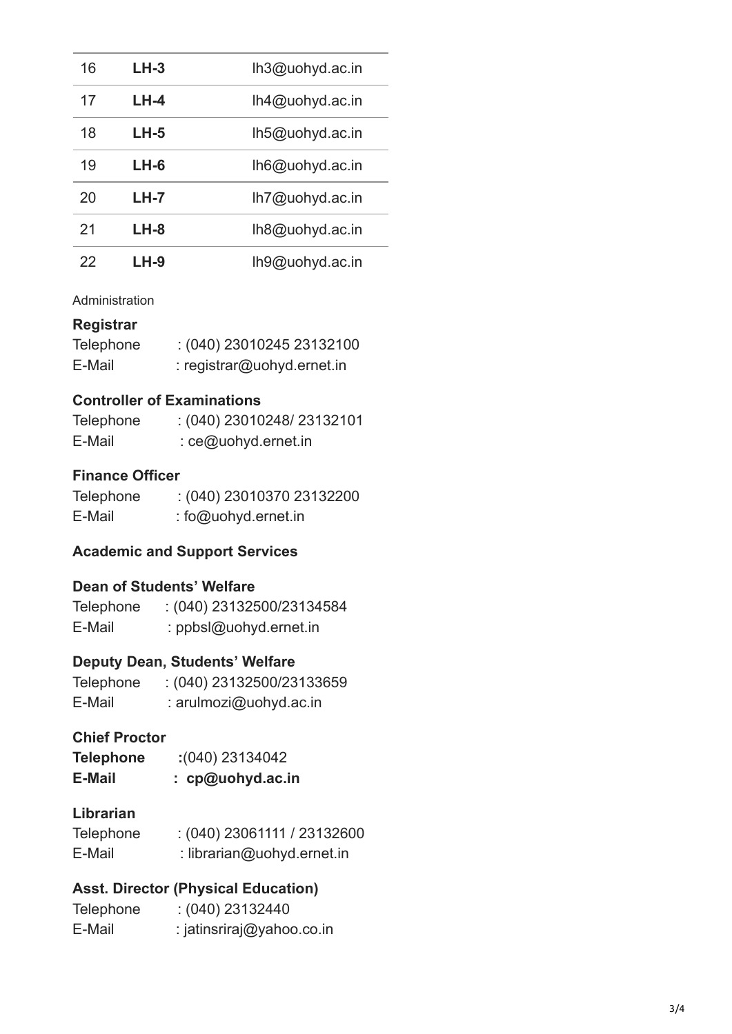| | | |
|---|---|---|
| 16 | **LH-3** | lh3@uohyd.ac.in |
| 17 | **LH-4** | lh4@uohyd.ac.in |
| 18 | **LH-5** | lh5@uohyd.ac.in |
| 19 | **LH-6** | lh6@uohyd.ac.in |
| 20 | **LH-7** | lh7@uohyd.ac.in |
| 21 | **LH-8** | lh8@uohyd.ac.in |
| 22 | **LH-9** | lh9@uohyd.ac.in |

Administration

**Registrar**

Telephone : (040) 23010245 23132100
E-Mail : registrar@uohyd.ernet.in

**Controller of Examinations**

Telephone : (040) 23010248/ 23132101
E-Mail : ce@uohyd.ernet.in

**Finance Officer**

Telephone : (040) 23010370 23132200
E-Mail : fo@uohyd.ernet.in

**Academic and Support Services**

**Dean of Students' Welfare**

Telephone : (040) 23132500/23134584
E-Mail : ppbsl@uohyd.ernet.in

**Deputy Dean, Students' Welfare**

Telephone : (040) 23132500/23133659
E-Mail : arulmozi@uohyd.ac.in

**Chief Proctor**

**Telephone :**(040) 23134042
**E-Mail : cp@uohyd.ac.in**

**Librarian**

Telephone : (040) 23061111 / 23132600
E-Mail : librarian@uohyd.ernet.in

**Asst. Director (Physical Education)**

Telephone : (040) 23132440
E-Mail : jatinsriraj@yahoo.co.in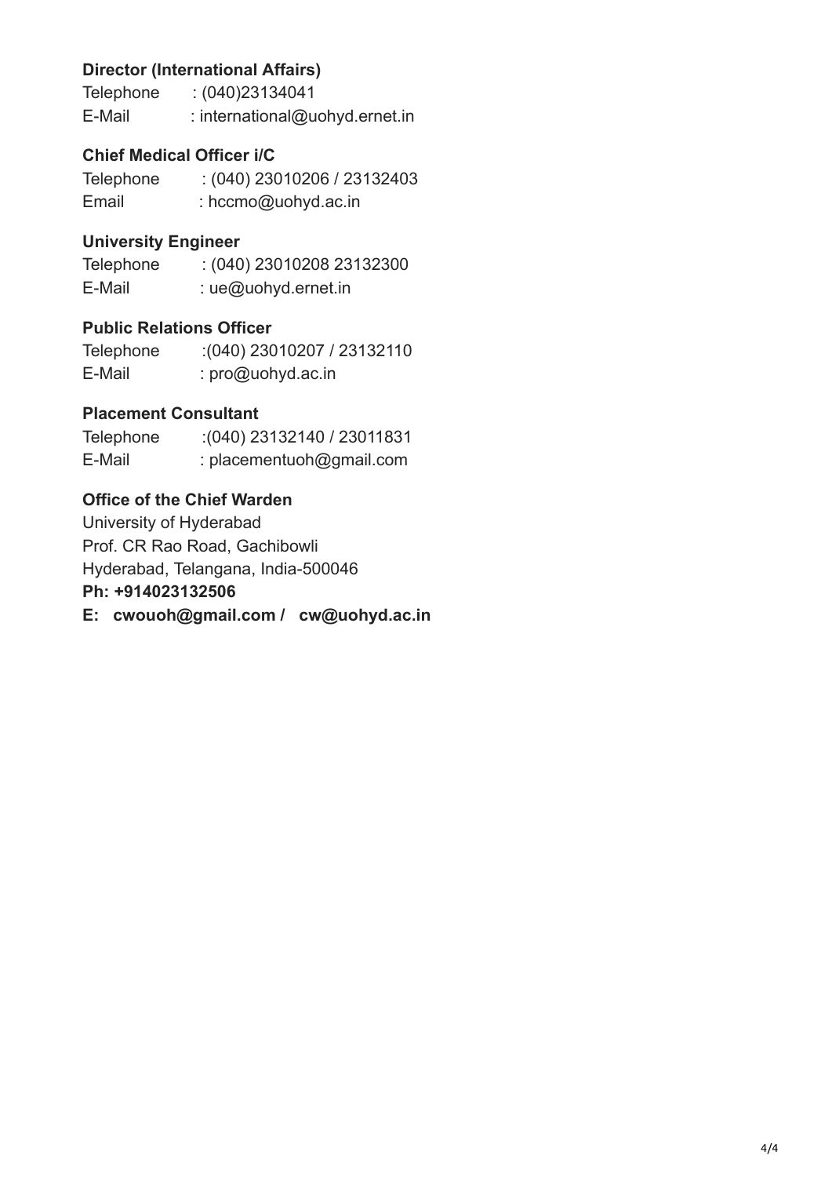**Director (International Affairs)**

Telephone : (040)23134041
E-Mail : international@uohyd.ernet.in

**Chief Medical Officer i/C**

Telephone : (040) 23010206 / 23132403
Email : hccmo@uohyd.ac.in

**University Engineer**

Telephone : (040) 23010208 23132300
E-Mail : ue@uohyd.ernet.in

**Public Relations Officer**

Telephone :(040) 23010207 / 23132110
E-Mail : pro@uohyd.ac.in

**Placement Consultant**

Telephone :(040) 23132140 / 23011831
E-Mail : placementuoh@gmail.com

**Office of the Chief Warden**

University of Hyderabad
Prof. CR Rao Road, Gachibowli
Hyderabad, Telangana, India-500046
**Ph: +914023132506**
**E: cwouoh@gmail.com / cw@uohyd.ac.in**